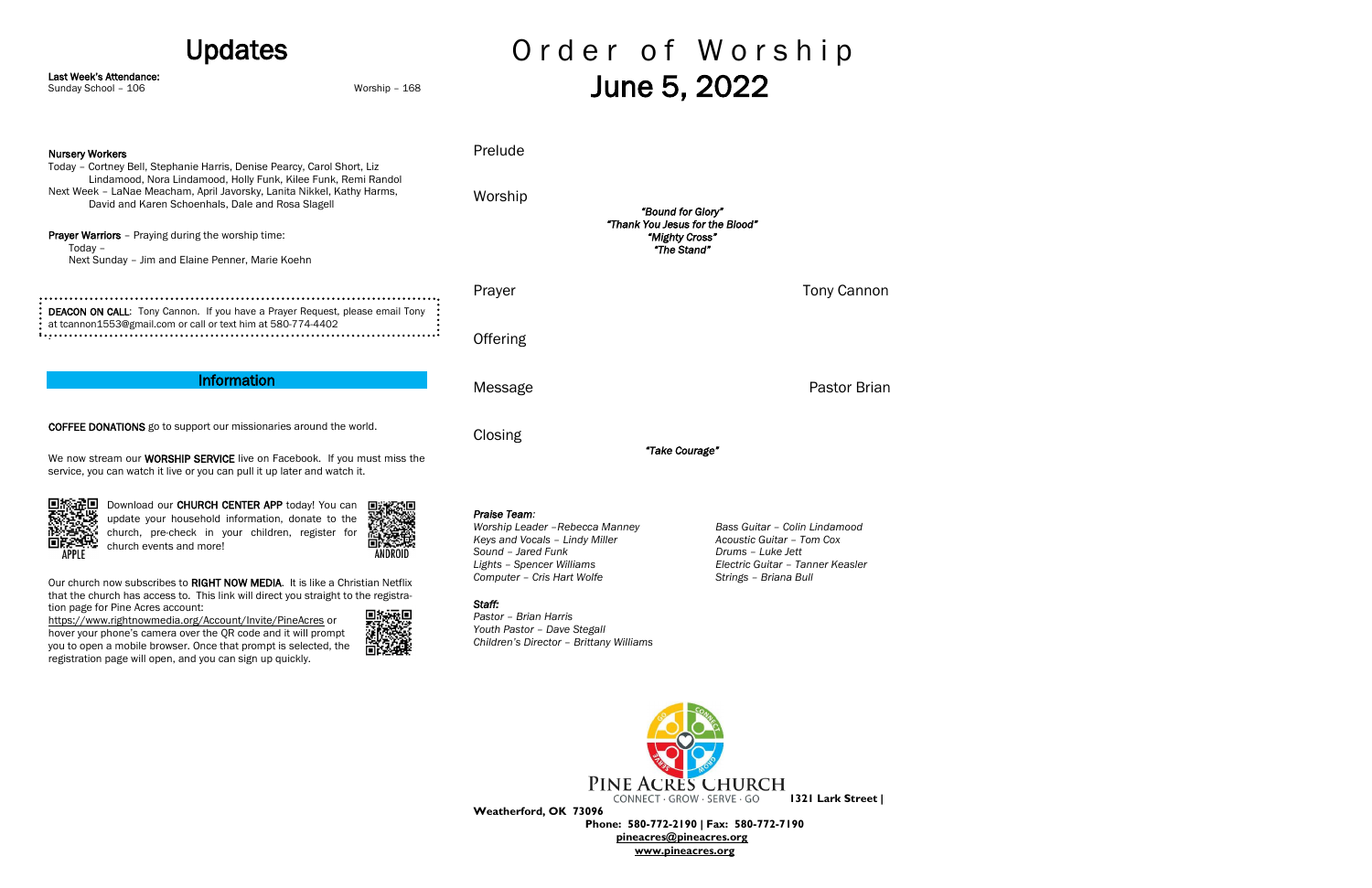# Updates

**Last Week's Attendance:**
Sunday School – 106 Worship – 168

**Nursery Workers**
Today – Cortney Bell, Stephanie Harris, Denise Pearcy, Carol Short, Liz Lindamood, Nora Lindamood, Holly Funk, Kilee Funk, Remi Randol
Next Week – LaNae Meacham, April Javorsky, Lanita Nikkel, Kathy Harms, David and Karen Schoenhals, Dale and Rosa Slagell

**Prayer Warriors** – Praying during the worship time:
Today –
Next Sunday – Jim and Elaine Penner, Marie Koehn

**DEACON ON CALL**: Tony Cannon. If you have a Prayer Request, please email Tony at tcannon1553@gmail.com or call or text him at 580-774-4402

## Information

**COFFEE DONATIONS** go to support our missionaries around the world.

We now stream our **WORSHIP SERVICE** live on Facebook. If you must miss the service, you can watch it live or you can pull it up later and watch it.

APPLE

Download our **CHURCH CENTER APP** today! You can update your household information, donate to the church, pre-check in your children, register for church events and more!

ANDROID

Our church now subscribes to **RIGHT NOW MEDIA**. It is like a Christian Netflix that the church has access to. This link will direct you straight to the registration page for Pine Acres account:
https://www.rightnowmedia.org/Account/Invite/PineAcres or hover your phone's camera over the QR code and it will prompt you to open a mobile browser. Once that prompt is selected, the registration page will open, and you can sign up quickly.

# Order of Worship
## June 5, 2022

Prelude

Worship

*"Bound for Glory"*
*"Thank You Jesus for the Blood"*
*"Mighty Cross"*
*"The Stand"*

Prayer — Tony Cannon

Offering

Message — Pastor Brian

Closing

*"Take Courage"*

***Praise Team:***
*Worship Leader –Rebecca Manney*
*Keys and Vocals – Lindy Miller*
*Sound – Jared Funk*
*Lights – Spencer Williams*
*Computer – Cris Hart Wolfe*
*Bass Guitar – Colin Lindamood*
*Acoustic Guitar – Tom Cox*
*Drums – Luke Jett*
*Electric Guitar – Tanner Keasler*
*Strings – Briana Bull*

***Staff:***
*Pastor – Brian Harris*
*Youth Pastor – Dave Stegall*
*Children's Director – Brittany Williams*

PINE ACRES CHURCH
CONNECT · GROW · SERVE · GO

**1321 Lark Street | Weatherford, OK 73096**
**Phone: 580-772-2190 | Fax: 580-772-7190**
**pineacres@pineacres.org**
**www.pineacres.org**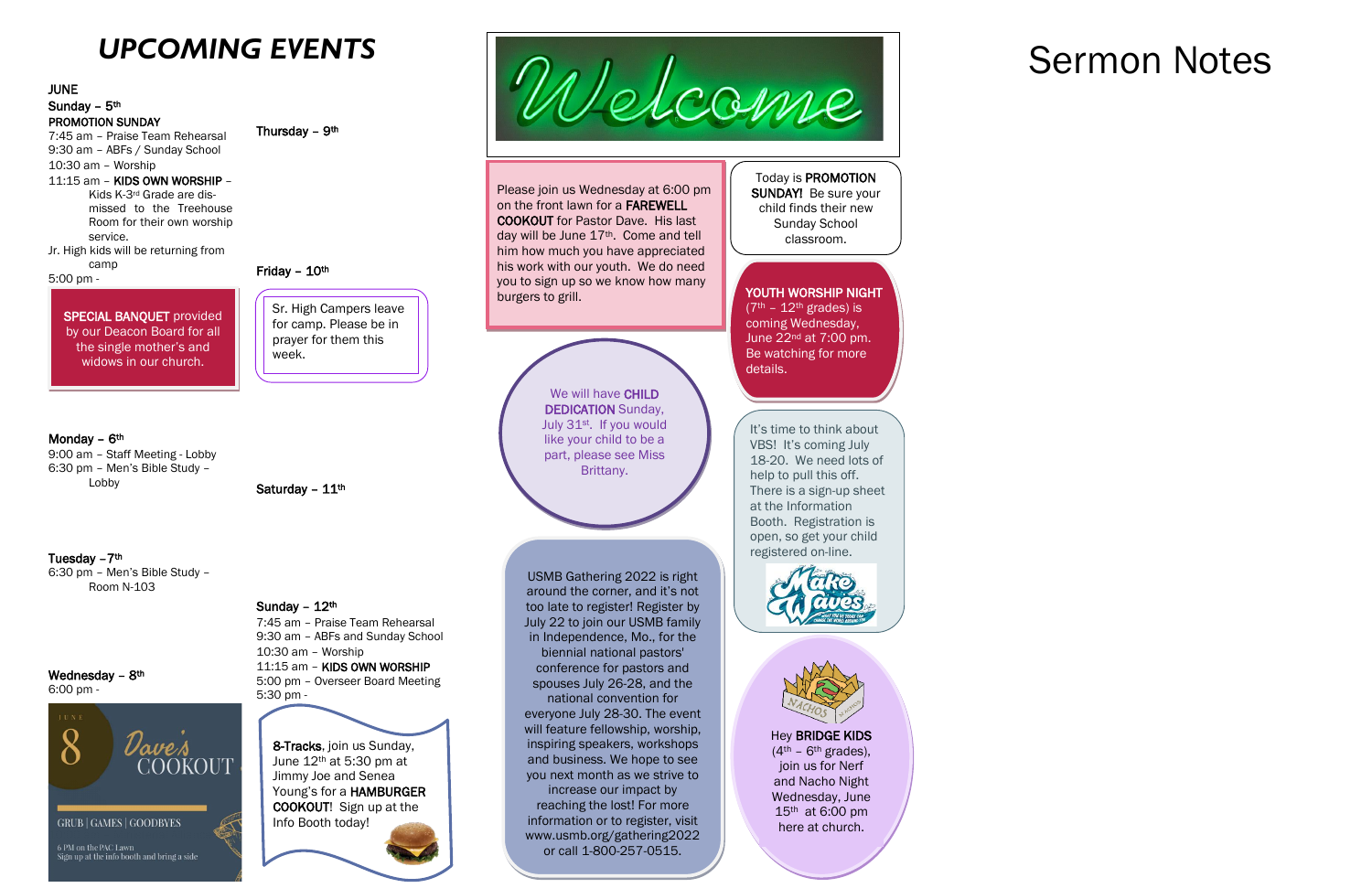# UPCOMING EVENTS

**JUNE**

**Sunday – 5th**
**PROMOTION SUNDAY**
7:45 am – Praise Team Rehearsal
9:30 am – ABFs / Sunday School
10:30 am – Worship
11:15 am – **KIDS OWN WORSHIP** – Kids K-3rd Grade are dismissed to the Treehouse Room for their own worship service.
Jr. High kids will be returning from camp
5:00 pm -

**SPECIAL BANQUET** provided by our Deacon Board for all the single mother's and widows in our church.

**Monday – 6th**
9:00 am – Staff Meeting - Lobby
6:30 pm – Men's Bible Study – Lobby

**Tuesday – 7th**
6:30 pm – Men's Bible Study – Room N-103

**Wednesday – 8th**
6:00 pm -

JUNE 8 Dave's COOKOUT
GRUB | GAMES | GOODBYES
6 PM on the PAC Lawn
Sign up at the info booth and bring a side

**Thursday – 9th**

**Friday – 10th**

Sr. High Campers leave for camp. Please be in prayer for them this week.

**Saturday – 11th**

**Sunday – 12th**
7:45 am – Praise Team Rehearsal
9:30 am – ABFs and Sunday School
10:30 am – Worship
11:15 am – **KIDS OWN WORSHIP**
5:00 pm – Overseer Board Meeting
5:30 pm -

**8-Tracks**, join us Sunday, June 12th at 5:30 pm at Jimmy Joe and Senea Young's for a **HAMBURGER COOKOUT**! Sign up at the Info Booth today!

*Welcome*

Please join us Wednesday at 6:00 pm on the front lawn for a **FAREWELL COOKOUT** for Pastor Dave. His last day will be June 17th. Come and tell him how much you have appreciated his work with our youth. We do need you to sign up so we know how many burgers to grill.

Today is **PROMOTION SUNDAY!** Be sure your child finds their new Sunday School classroom.

**YOUTH WORSHIP NIGHT** (7th – 12th grades) is coming Wednesday, June 22nd at 7:00 pm. Be watching for more details.

We will have **CHILD DEDICATION** Sunday, July 31st. If you would like your child to be a part, please see Miss Brittany.

It's time to think about VBS! It's coming July 18-20. We need lots of help to pull this off. There is a sign-up sheet at the Information Booth. Registration is open, so get your child registered on-line.

Make Waves

USMB Gathering 2022 is right around the corner, and it's not too late to register! Register by July 22 to join our USMB family in Independence, Mo., for the biennial national pastors' conference for pastors and spouses July 26-28, and the national convention for everyone July 28-30. The event will feature fellowship, worship, inspiring speakers, workshops and business. We hope to see you next month as we strive to increase our impact by reaching the lost! For more information or to register, visit www.usmb.org/gathering2022 or call 1-800-257-0515.

Hey **BRIDGE KIDS** (4th – 6th grades), join us for Nerf and Nacho Night Wednesday, June 15th at 6:00 pm here at church.

# Sermon Notes